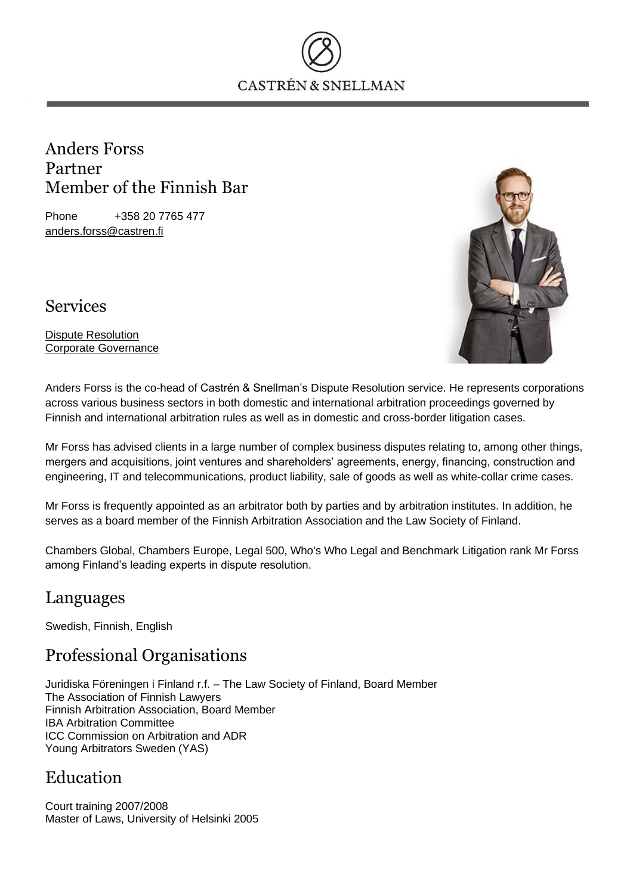CASTRÉN & SNELLMAN

# Anders Forss
Partner
Member of the Finnish Bar

Phone +358 20 7765 477
anders.forss@castren.fi

## Services

Dispute Resolution
Corporate Governance

Anders Forss is the co-head of Castrén & Snellman's Dispute Resolution service. He represents corporations across various business sectors in both domestic and international arbitration proceedings governed by Finnish and international arbitration rules as well as in domestic and cross-border litigation cases.

Mr Forss has advised clients in a large number of complex business disputes relating to, among other things, mergers and acquisitions, joint ventures and shareholders' agreements, energy, financing, construction and engineering, IT and telecommunications, product liability, sale of goods as well as white-collar crime cases.

Mr Forss is frequently appointed as an arbitrator both by parties and by arbitration institutes. In addition, he serves as a board member of the Finnish Arbitration Association and the Law Society of Finland.

Chambers Global, Chambers Europe, Legal 500, Who's Who Legal and Benchmark Litigation rank Mr Forss among Finland's leading experts in dispute resolution.

## Languages

Swedish, Finnish, English

## Professional Organisations

Juridiska Föreningen i Finland r.f. – The Law Society of Finland, Board Member
The Association of Finnish Lawyers
Finnish Arbitration Association, Board Member
IBA Arbitration Committee
ICC Commission on Arbitration and ADR
Young Arbitrators Sweden (YAS)

## Education

Court training 2007/2008
Master of Laws, University of Helsinki 2005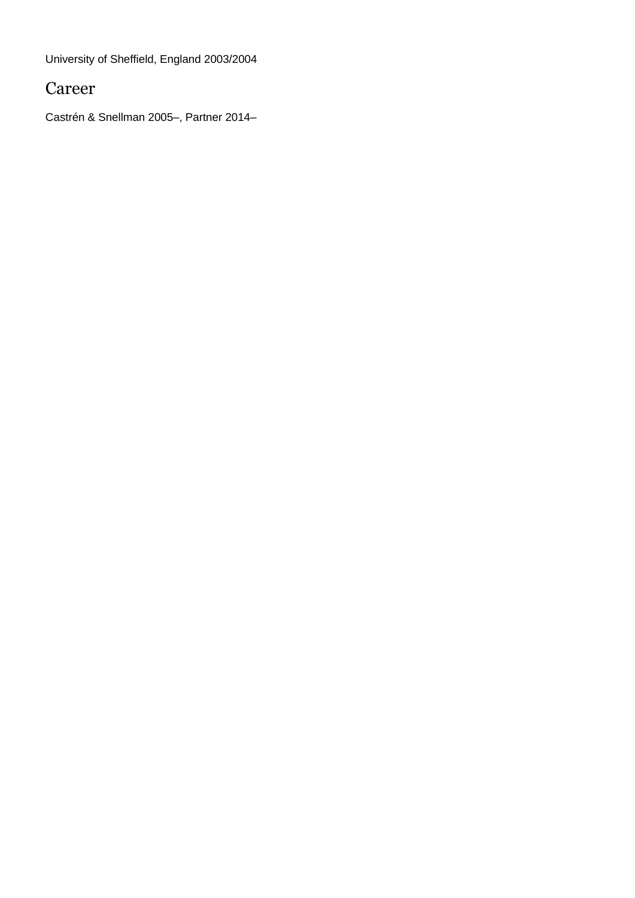University of Sheffield, England 2003/2004

## Career

Castrén & Snellman 2005–, Partner 2014–